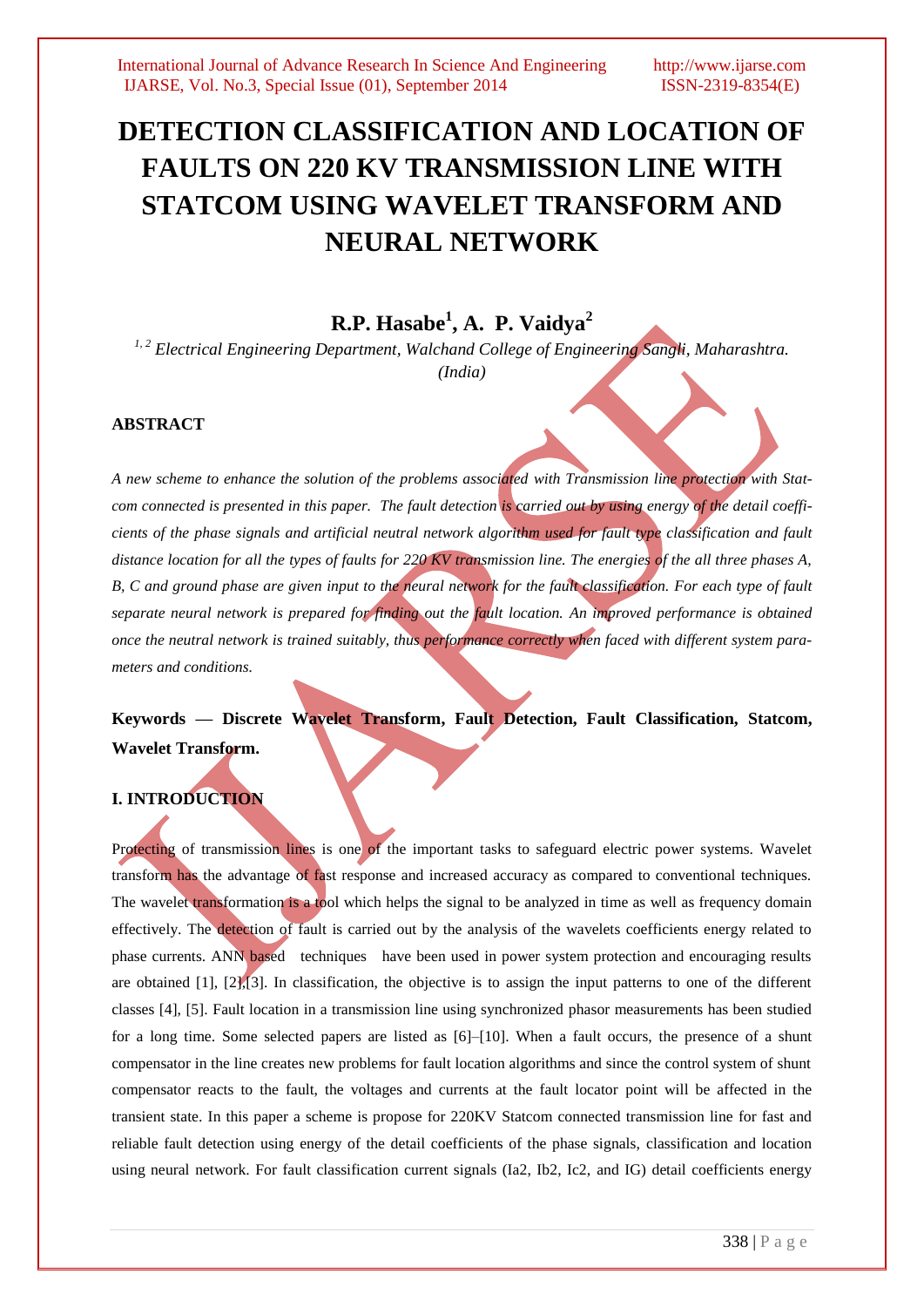# DETECTION CLASSIFICATION AND LOCATION OF FAULTS ON 220 KV TRANSMISSION LINE WITH STATCOM USING WAVELET TRANSFORM AND NEURAL NETWORK

**R.P. Hasabe[1], A. P. Vaidya[2]**

*[1, 2] Electrical Engineering Department, Walchand College of Engineering Sangli, Maharashtra. (India)*

### ABSTRACT

*A new scheme to enhance the solution of the problems associated with Transmission line protection with Statcom connected is presented in this paper. The fault detection is carried out by using energy of the detail coefficients of the phase signals and artificial neutral network algorithm used for fault type classification and fault distance location for all the types of faults for 220 KV transmission line. The energies of the all three phases A, B, C and ground phase are given input to the neural network for the fault classification. For each type of fault separate neural network is prepared for finding out the fault location. An improved performance is obtained once the neutral network is trained suitably, thus performance correctly when faced with different system parameters and conditions.*

**Keywords — Discrete Wavelet Transform, Fault Detection, Fault Classification, Statcom, Wavelet Transform.**

### I. INTRODUCTION

Protecting of transmission lines is one of the important tasks to safeguard electric power systems. Wavelet transform has the advantage of fast response and increased accuracy as compared to conventional techniques. The wavelet transformation is a tool which helps the signal to be analyzed in time as well as frequency domain effectively. The detection of fault is carried out by the analysis of the wavelets coefficients energy related to phase currents. ANN based techniques have been used in power system protection and encouraging results are obtained [1], [2],[3]. In classification, the objective is to assign the input patterns to one of the different classes [4], [5]. Fault location in a transmission line using synchronized phasor measurements has been studied for a long time. Some selected papers are listed as [6]–[10]. When a fault occurs, the presence of a shunt compensator in the line creates new problems for fault location algorithms and since the control system of shunt compensator reacts to the fault, the voltages and currents at the fault locator point will be affected in the transient state. In this paper a scheme is propose for 220KV Statcom connected transmission line for fast and reliable fault detection using energy of the detail coefficients of the phase signals, classification and location using neural network. For fault classification current signals (Ia2, Ib2, Ic2, and IG) detail coefficients energy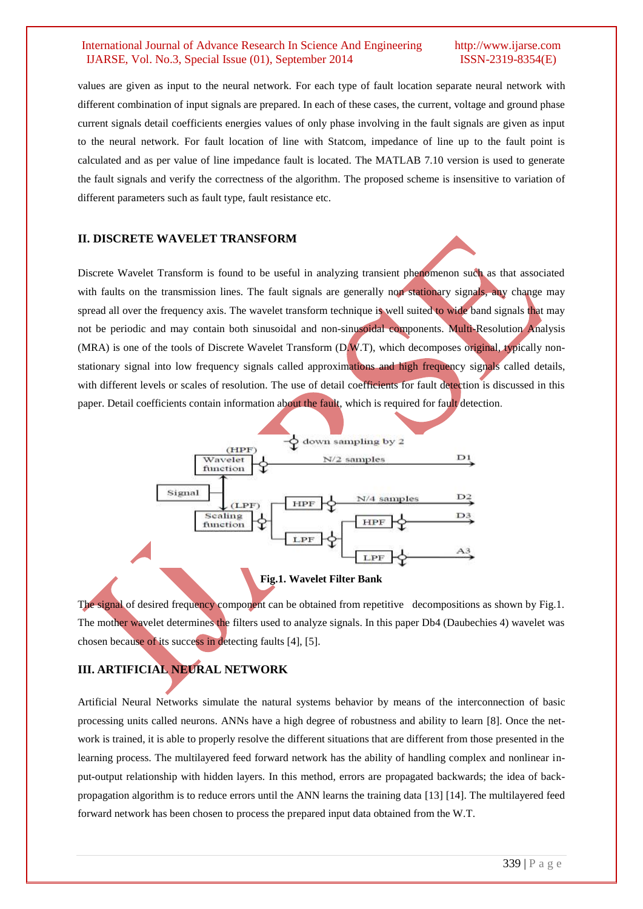values are given as input to the neural network. For each type of fault location separate neural network with different combination of input signals are prepared. In each of these cases, the current, voltage and ground phase current signals detail coefficients energies values of only phase involving in the fault signals are given as input to the neural network. For fault location of line with Statcom, impedance of line up to the fault point is calculated and as per value of line impedance fault is located. The MATLAB 7.10 version is used to generate the fault signals and verify the correctness of the algorithm. The proposed scheme is insensitive to variation of different parameters such as fault type, fault resistance etc.

## II. DISCRETE WAVELET TRANSFORM

Discrete Wavelet Transform is found to be useful in analyzing transient phenomenon such as that associated with faults on the transmission lines. The fault signals are generally non stationary signals, any change may spread all over the frequency axis. The wavelet transform technique is well suited to wide band signals that may not be periodic and may contain both sinusoidal and non-sinusoidal components. Multi-Resolution Analysis (MRA) is one of the tools of Discrete Wavelet Transform (D.W.T), which decomposes original, typically non-stationary signal into low frequency signals called approximations and high frequency signals called details, with different levels or scales of resolution. The use of detail coefficients for fault detection is discussed in this paper. Detail coefficients contain information about the fault, which is required for fault detection.

**Fig.1. Wavelet Filter Bank**

The signal of desired frequency component can be obtained from repetitive decompositions as shown by Fig.1. The mother wavelet determines the filters used to analyze signals. In this paper Db4 (Daubechies 4) wavelet was chosen because of its success in detecting faults [4], [5].

## III. ARTIFICIAL NEURAL NETWORK

Artificial Neural Networks simulate the natural systems behavior by means of the interconnection of basic processing units called neurons. ANNs have a high degree of robustness and ability to learn [8]. Once the network is trained, it is able to properly resolve the different situations that are different from those presented in the learning process. The multilayered feed forward network has the ability of handling complex and nonlinear input-output relationship with hidden layers. In this method, errors are propagated backwards; the idea of back-propagation algorithm is to reduce errors until the ANN learns the training data [13] [14]. The multilayered feed forward network has been chosen to process the prepared input data obtained from the W.T.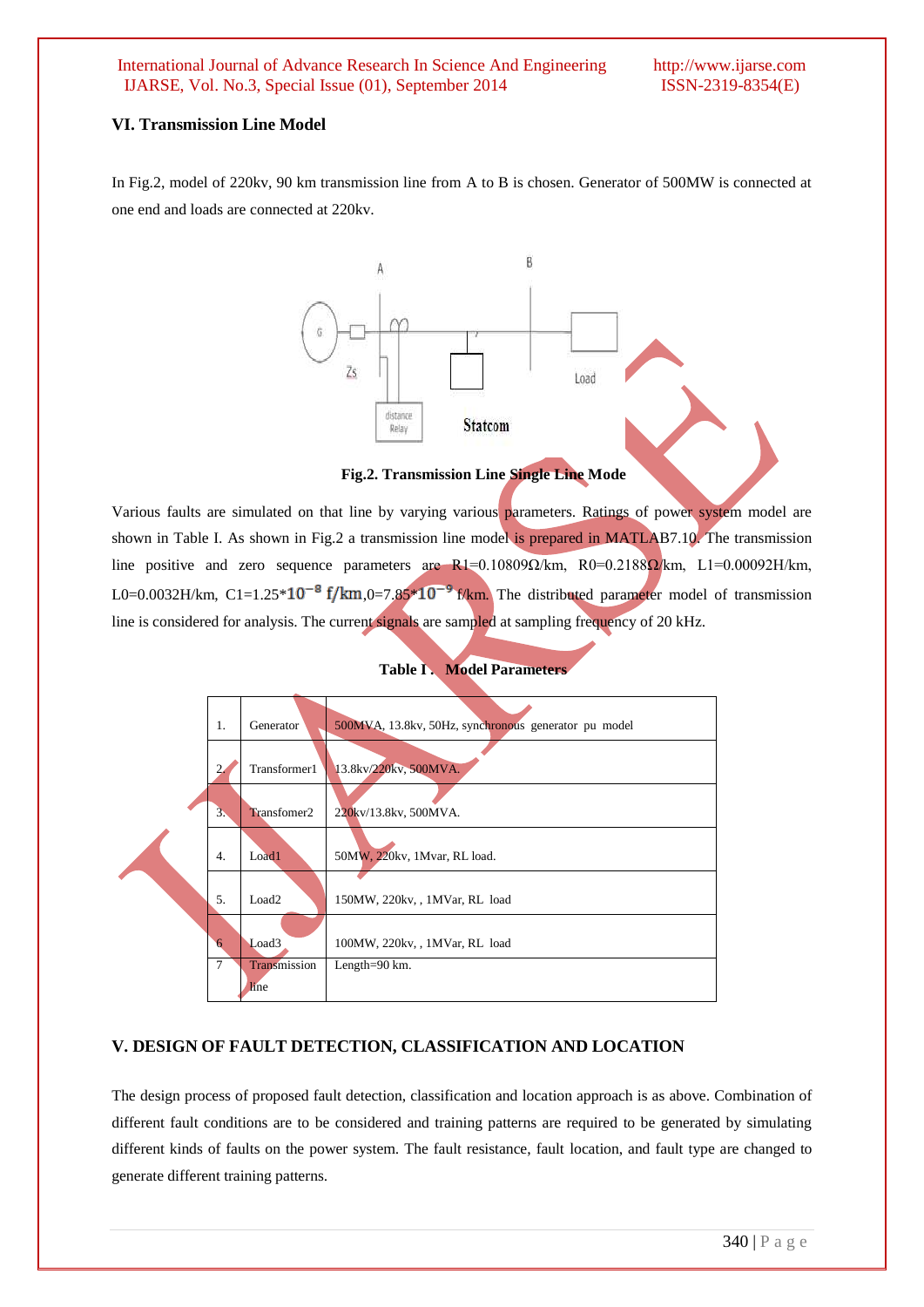## VI. Transmission Line Model

In Fig.2, model of 220kv, 90 km transmission line from A to B is chosen. Generator of 500MW is connected at one end and loads are connected at 220kv.

**Fig.2. Transmission Line Single Line Mode**

Various faults are simulated on that line by varying various parameters. Ratings of power system model are shown in Table I. As shown in Fig.2 a transmission line model is prepared in MATLAB7.10. The transmission line positive and zero sequence parameters are R1=0.10809Ω/km, R0=0.2188Ω/km, L1=0.00092H/km, L0=0.0032H/km, C1=1.25*$10^{-8}$ f/km,0=7.85*$10^{-9}$ f/km. The distributed parameter model of transmission line is considered for analysis. The current signals are sampled at sampling frequency of 20 kHz.

**Table I . Model Parameters**

| | | |
|---|---|---|
| 1. | Generator | 500MVA, 13.8kv, 50Hz, synchronous generator pu model |
| 2. | Transformer1 | 13.8kv/220kv, 500MVA. |
| 3. | Transfomer2 | 220kv/13.8kv, 500MVA. |
| 4. | Load1 | 50MW, 220kv, 1Mvar, RL load. |
| 5. | Load2 | 150MW, 220kv, , 1MVar, RL load |
| 6 | Load3 | 100MW, 220kv, , 1MVar, RL load |
| 7 | Transmission line | Length=90 km. |

## V. DESIGN OF FAULT DETECTION, CLASSIFICATION AND LOCATION

The design process of proposed fault detection, classification and location approach is as above. Combination of different fault conditions are to be considered and training patterns are required to be generated by simulating different kinds of faults on the power system. The fault resistance, fault location, and fault type are changed to generate different training patterns.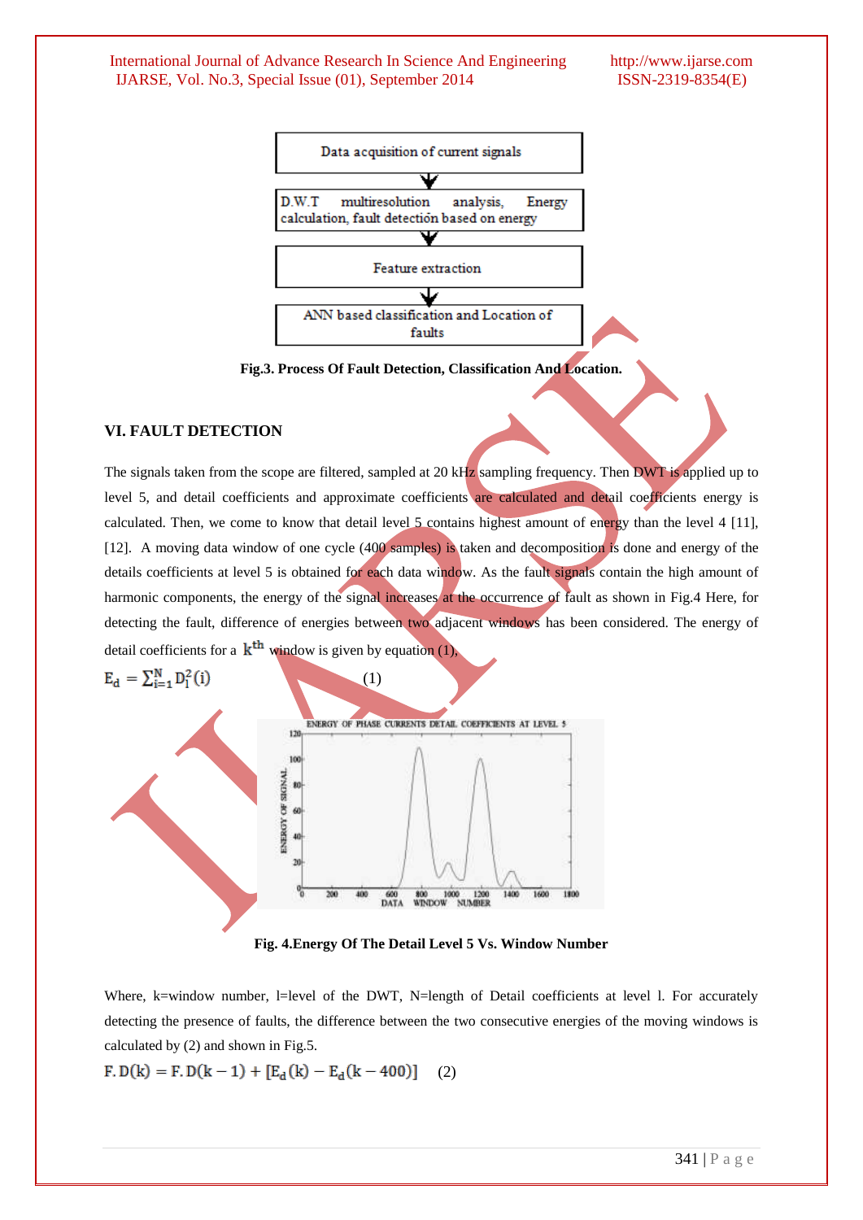Data acquisition of current signals

D.W.T multiresolution analysis, Energy calculation, fault detection based on energy

Feature extraction

ANN based classification and Location of faults

**Fig.3. Process Of Fault Detection, Classification And Location.**

## VI. FAULT DETECTION

The signals taken from the scope are filtered, sampled at 20 kHz sampling frequency. Then DWT is applied up to level 5, and detail coefficients and approximate coefficients are calculated and detail coefficients energy is calculated. Then, we come to know that detail level 5 contains highest amount of energy than the level 4 [11], [12]. A moving data window of one cycle (400 samples) is taken and decomposition is done and energy of the details coefficients at level 5 is obtained for each data window. As the fault signals contain the high amount of harmonic components, the energy of the signal increases at the occurrence of fault as shown in Fig.4 Here, for detecting the fault, difference of energies between two adjacent windows has been considered. The energy of detail coefficients for a $k^{th}$ window is given by equation (1),

$$E_d = \sum_{i=1}^{N} D_l^2(i) \quad (1)$$

**Fig. 4.Energy Of The Detail Level 5 Vs. Window Number**

Where, k=window number, l=level of the DWT, N=length of Detail coefficients at level l. For accurately detecting the presence of faults, the difference between the two consecutive energies of the moving windows is calculated by (2) and shown in Fig.5.

$$F.D(k) = F.D(k-1) + [E_d(k) - E_d(k-400)] \quad (2)$$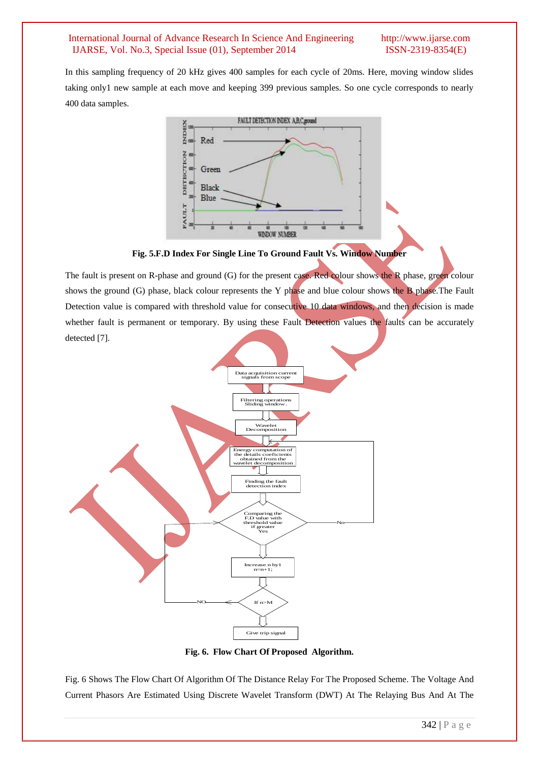In this sampling frequency of 20 kHz gives 400 samples for each cycle of 20ms. Here, moving window slides taking only1 new sample at each move and keeping 399 previous samples. So one cycle corresponds to nearly 400 data samples.

**Fig. 5.F.D Index For Single Line To Ground Fault Vs. Window Number**

The fault is present on R-phase and ground (G) for the present case. Red colour shows the R phase, green colour shows the ground (G) phase, black colour represents the Y phase and blue colour shows the B phase.The Fault Detection value is compared with threshold value for consecutive 10 data windows, and then decision is made whether fault is permanent or temporary. By using these Fault Detection values the faults can be accurately detected [7].

**Fig. 6. Flow Chart Of Proposed Algorithm.**

Fig. 6 Shows The Flow Chart Of Algorithm Of The Distance Relay For The Proposed Scheme. The Voltage And Current Phasors Are Estimated Using Discrete Wavelet Transform (DWT) At The Relaying Bus And At The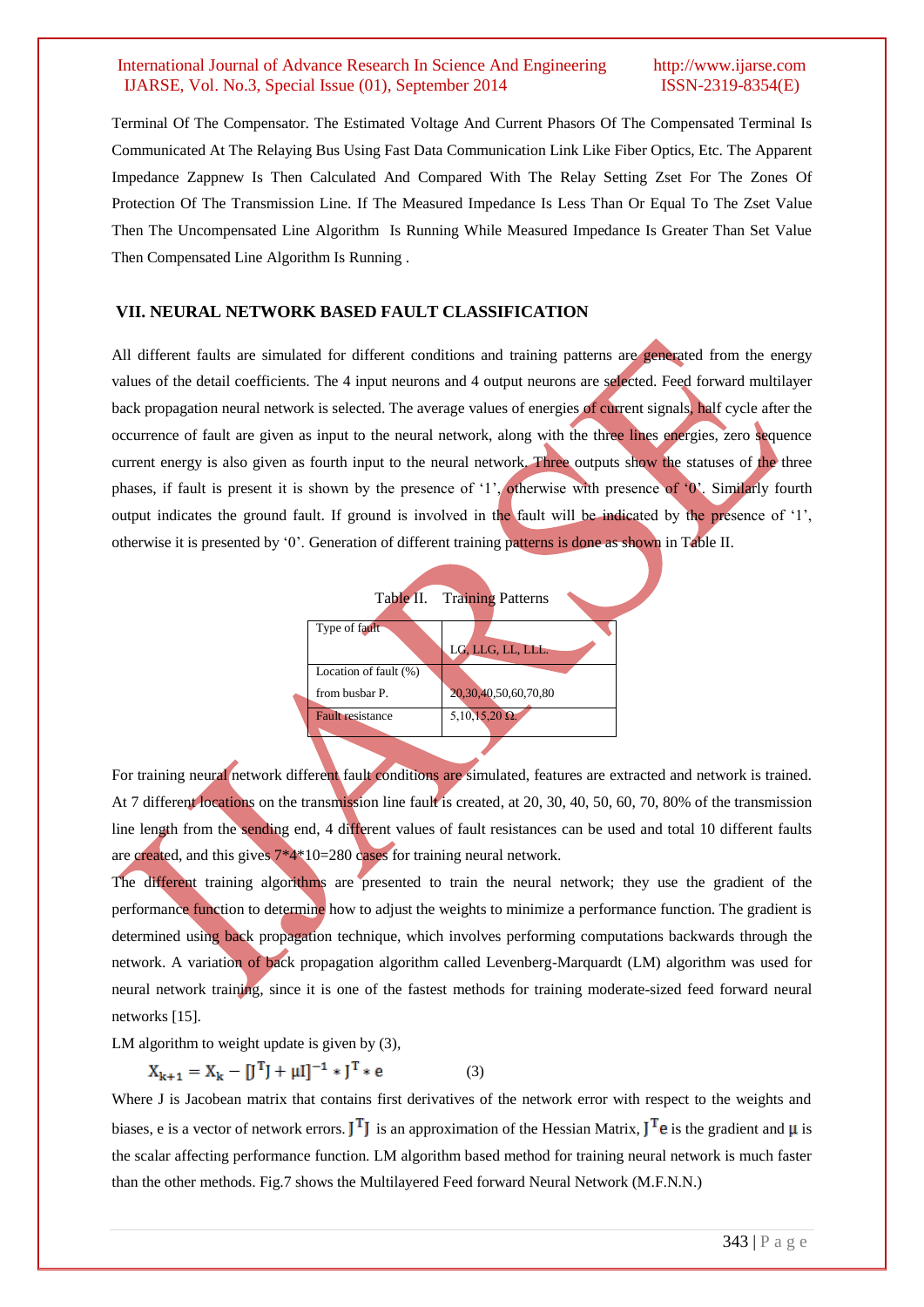Terminal Of The Compensator. The Estimated Voltage And Current Phasors Of The Compensated Terminal Is Communicated At The Relaying Bus Using Fast Data Communication Link Like Fiber Optics, Etc. The Apparent Impedance Zappnew Is Then Calculated And Compared With The Relay Setting Zset For The Zones Of Protection Of The Transmission Line. If The Measured Impedance Is Less Than Or Equal To The Zset Value Then The Uncompensated Line Algorithm Is Running While Measured Impedance Is Greater Than Set Value Then Compensated Line Algorithm Is Running .

## VII. NEURAL NETWORK BASED FAULT CLASSIFICATION

All different faults are simulated for different conditions and training patterns are generated from the energy values of the detail coefficients. The 4 input neurons and 4 output neurons are selected. Feed forward multilayer back propagation neural network is selected. The average values of energies of current signals, half cycle after the occurrence of fault are given as input to the neural network, along with the three lines energies, zero sequence current energy is also given as fourth input to the neural network. Three outputs show the statuses of the three phases, if fault is present it is shown by the presence of '1', otherwise with presence of '0'. Similarly fourth output indicates the ground fault. If ground is involved in the fault will be indicated by the presence of '1', otherwise it is presented by '0'. Generation of different training patterns is done as shown in Table II.

Table II. Training Patterns

| Type of fault | LG, LLG, LL, LLL. |
|---|---|
| Location of fault (%) from busbar P. | 20,30,40,50,60,70,80 |
| Fault resistance | 5,10,15,20 Ω. |

For training neural network different fault conditions are simulated, features are extracted and network is trained. At 7 different locations on the transmission line fault is created, at 20, 30, 40, 50, 60, 70, 80% of the transmission line length from the sending end, 4 different values of fault resistances can be used and total 10 different faults are created, and this gives 7*4*10=280 cases for training neural network.

The different training algorithms are presented to train the neural network; they use the gradient of the performance function to determine how to adjust the weights to minimize a performance function. The gradient is determined using back propagation technique, which involves performing computations backwards through the network. A variation of back propagation algorithm called Levenberg-Marquardt (LM) algorithm was used for neural network training, since it is one of the fastest methods for training moderate-sized feed forward neural networks [15].

LM algorithm to weight update is given by (3),

$$X_{k+1} = X_k - [J^T J + \mu I]^{-1} * J^T * e \qquad (3)$$

Where J is Jacobean matrix that contains first derivatives of the network error with respect to the weights and biases, e is a vector of network errors. $J^T J$ is an approximation of the Hessian Matrix, $J^T e$ is the gradient and $\mu$ is the scalar affecting performance function. LM algorithm based method for training neural network is much faster than the other methods. Fig.7 shows the Multilayered Feed forward Neural Network (M.F.N.N.)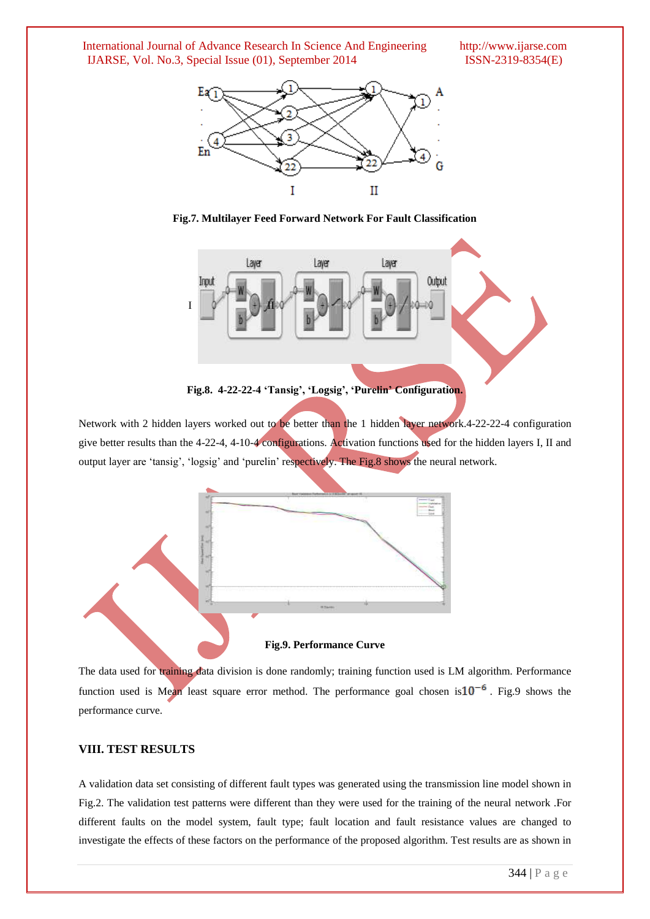Fig.7. Multilayer Feed Forward Network For Fault Classification

Fig.8. 4-22-22-4 'Tansig', 'Logsig', 'Purelin' Configuration.

Network with 2 hidden layers worked out to be better than the 1 hidden layer network.4-22-22-4 configuration give better results than the 4-22-4, 4-10-4 configurations. Activation functions used for the hidden layers I, II and output layer are 'tansig', 'logsig' and 'purelin' respectively. The Fig.8 shows the neural network.

Fig.9. Performance Curve

The data used for training data division is done randomly; training function used is LM algorithm. Performance function used is Mean least square error method. The performance goal chosen is $10^{-6}$ . Fig.9 shows the performance curve.

## VIII. TEST RESULTS

A validation data set consisting of different fault types was generated using the transmission line model shown in Fig.2. The validation test patterns were different than they were used for the training of the neural network .For different faults on the model system, fault type; fault location and fault resistance values are changed to investigate the effects of these factors on the performance of the proposed algorithm. Test results are as shown in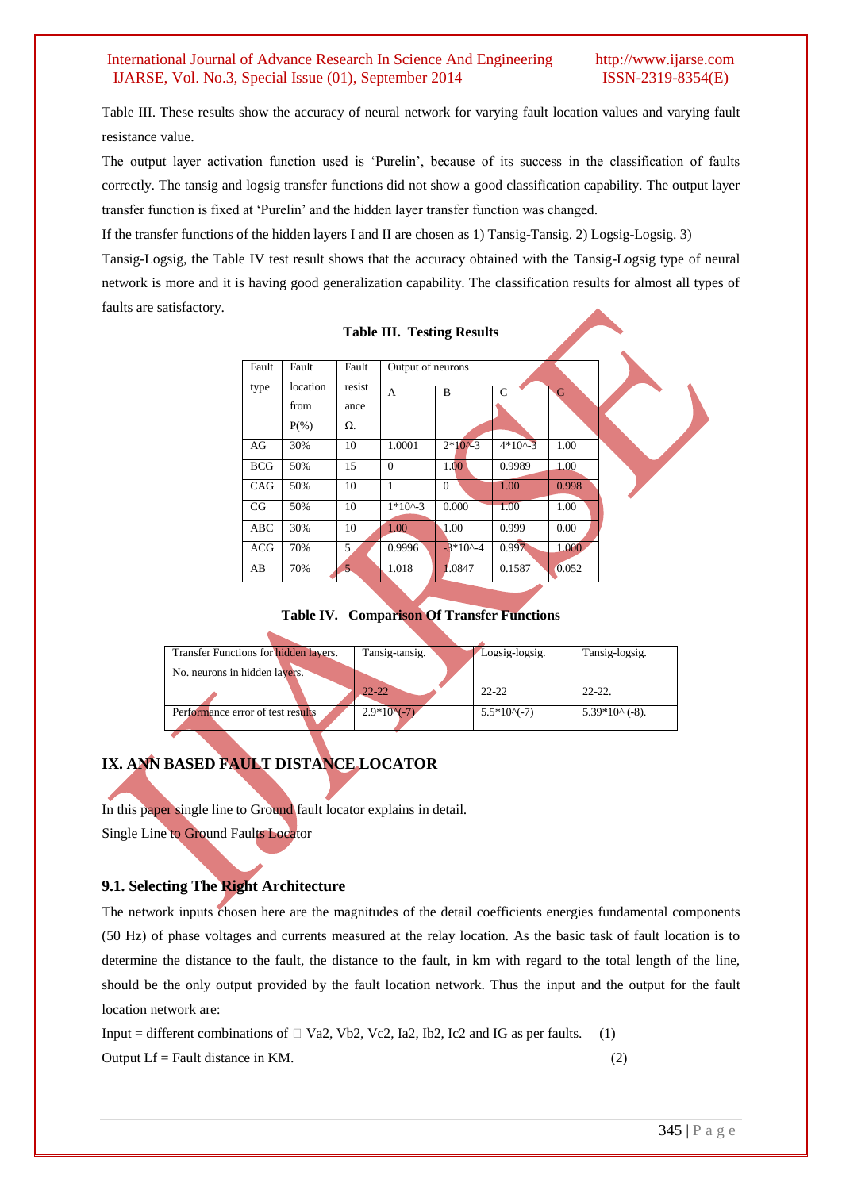Table III. These results show the accuracy of neural network for varying fault location values and varying fault resistance value.

The output layer activation function used is 'Purelin', because of its success in the classification of faults correctly. The tansig and logsig transfer functions did not show a good classification capability. The output layer transfer function is fixed at 'Purelin' and the hidden layer transfer function was changed.

If the transfer functions of the hidden layers I and II are chosen as 1) Tansig-Tansig. 2) Logsig-Logsig. 3) Tansig-Logsig, the Table IV test result shows that the accuracy obtained with the Tansig-Logsig type of neural network is more and it is having good generalization capability. The classification results for almost all types of faults are satisfactory.

**Table III. Testing Results**

| Fault type | Fault location from P(%) | Fault resistance Ω. | Output of neurons | | | |
|---|---|---|---|---|---|---|
| | | | A | B | C | G |
| AG | 30% | 10 | 1.0001 | 2*10^-3 | 4*10^-3 | 1.00 |
| BCG | 50% | 15 | 0 | 1.00 | 0.9989 | 1.00 |
| CAG | 50% | 10 | 1 | 0 | 1.00 | 0.998 |
| CG | 50% | 10 | 1*10^-3 | 0.000 | 1.00 | 1.00 |
| ABC | 30% | 10 | 1.00 | 1.00 | 0.999 | 0.00 |
| ACG | 70% | 5 | 0.9996 | -3*10^-4 | 0.997 | 1.000 |
| AB | 70% | 5 | 1.018 | 1.0847 | 0.1587 | 0.052 |

**Table IV. Comparison Of Transfer Functions**

| Transfer Functions for hidden layers. No. neurons in hidden layers. | Tansig-tansig. 22-22 | Logsig-logsig. 22-22 | Tansig-logsig. 22-22. |
|---|---|---|---|
| Performance error of test results | 2.9*10^(-7) | 5.5*10^(-7) | 5.39*10^ (-8). |

## IX. ANN BASED FAULT DISTANCE LOCATOR

In this paper single line to Ground fault locator explains in detail.

Single Line to Ground Faults Locator

### 9.1. Selecting The Right Architecture

The network inputs chosen here are the magnitudes of the detail coefficients energies fundamental components (50 Hz) of phase voltages and currents measured at the relay location. As the basic task of fault location is to determine the distance to the fault, the distance to the fault, in km with regard to the total length of the line, should be the only output provided by the fault location network. Thus the input and the output for the fault location network are:

Input = different combinations of  Va2, Vb2, Vc2, Ia2, Ib2, Ic2 and IG as per faults. (1)

Output Lf = Fault distance in KM. (2)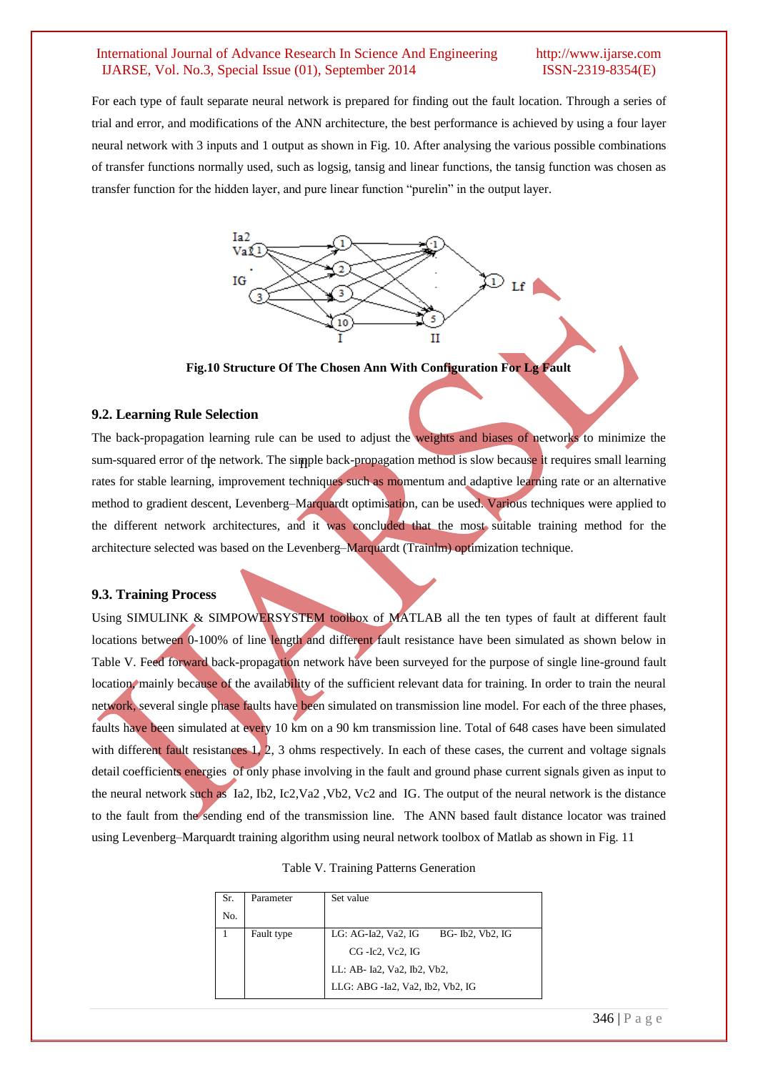For each type of fault separate neural network is prepared for finding out the fault location. Through a series of trial and error, and modifications of the ANN architecture, the best performance is achieved by using a four layer neural network with 3 inputs and 1 output as shown in Fig. 10. After analysing the various possible combinations of transfer functions normally used, such as logsig, tansig and linear functions, the tansig function was chosen as transfer function for the hidden layer, and pure linear function "purelin" in the output layer.

**Fig.10 Structure Of The Chosen Ann With Configuration For Lg Fault**

### 9.2. Learning Rule Selection

The back-propagation learning rule can be used to adjust the weights and biases of networks to minimize the sum-squared error of the network. The simple back-propagation method is slow because it requires small learning rates for stable learning, improvement techniques such as momentum and adaptive learning rate or an alternative method to gradient descent, Levenberg–Marquardt optimisation, can be used. Various techniques were applied to the different network architectures, and it was concluded that the most suitable training method for the architecture selected was based on the Levenberg–Marquardt (Trainlm) optimization technique.

### 9.3. Training Process

Using SIMULINK & SIMPOWERSYSTEM toolbox of MATLAB all the ten types of fault at different fault locations between 0-100% of line length and different fault resistance have been simulated as shown below in Table V. Feed forward back-propagation network have been surveyed for the purpose of single line-ground fault location, mainly because of the availability of the sufficient relevant data for training. In order to train the neural network, several single phase faults have been simulated on transmission line model. For each of the three phases, faults have been simulated at every 10 km on a 90 km transmission line. Total of 648 cases have been simulated with different fault resistances 1, 2, 3 ohms respectively. In each of these cases, the current and voltage signals detail coefficients energies of only phase involving in the fault and ground phase current signals given as input to the neural network such as Ia2, Ib2, Ic2,Va2 ,Vb2, Vc2 and IG. The output of the neural network is the distance to the fault from the sending end of the transmission line. The ANN based fault distance locator was trained using Levenberg–Marquardt training algorithm using neural network toolbox of Matlab as shown in Fig. 11

Table V. Training Patterns Generation

| Sr. No. | Parameter | Set value |
|---|---|---|
| 1 | Fault type | LG: AG-Ia2, Va2, IG BG- Ib2, Vb2, IG<br>CG -Ic2, Vc2, IG<br>LL: AB- Ia2, Va2, Ib2, Vb2,<br>LLG: ABG -Ia2, Va2, Ib2, Vb2, IG |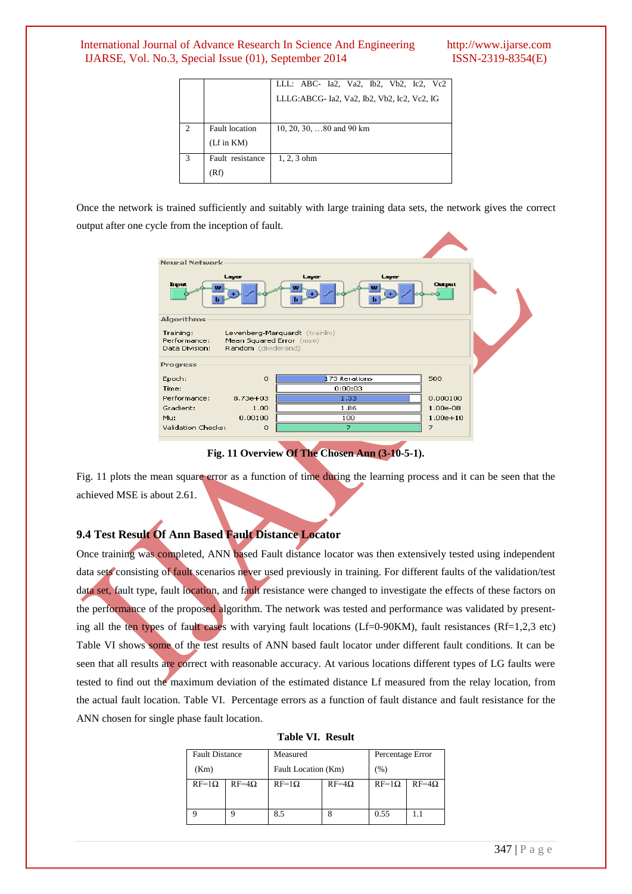|   |   | LLL: ABC- Ia2, Va2, Ib2, Vb2, Ic2, Vc2<br>LLLG:ABCG- Ia2, Va2, Ib2, Vb2, Ic2, Vc2, IG |
|---|---|---|
| 2 | Fault location (Lf in KM) | 10, 20, 30, …80 and 90 km |
| 3 | Fault resistance (Rf) | 1, 2, 3 ohm |

Once the network is trained sufficiently and suitably with large training data sets, the network gives the correct output after one cycle from the inception of fault.

**Fig. 11 Overview Of The Chosen Ann (3-10-5-1).**

Fig. 11 plots the mean square error as a function of time during the learning process and it can be seen that the achieved MSE is about 2.61.

### 9.4 Test Result Of Ann Based Fault Distance Locator

Once training was completed, ANN based Fault distance locator was then extensively tested using independent data sets consisting of fault scenarios never used previously in training. For different faults of the validation/test data set, fault type, fault location, and fault resistance were changed to investigate the effects of these factors on the performance of the proposed algorithm. The network was tested and performance was validated by presenting all the ten types of fault cases with varying fault locations (Lf=0-90KM), fault resistances (Rf=1,2,3 etc) Table VI shows some of the test results of ANN based fault locator under different fault conditions. It can be seen that all results are correct with reasonable accuracy. At various locations different types of LG faults were tested to find out the maximum deviation of the estimated distance Lf measured from the relay location, from the actual fault location. Table VI. Percentage errors as a function of fault distance and fault resistance for the ANN chosen for single phase fault location.

**Table VI. Result**

| Fault Distance (Km) | | Measured Fault Location (Km) | | Percentage Error (%) | |
|---|---|---|---|---|---|
| RF=1Ω | RF=4Ω | RF=1Ω | RF=4Ω | RF=1Ω | RF=4Ω |
| 9 | 9 | 8.5 | 8 | 0.55 | 1.1 |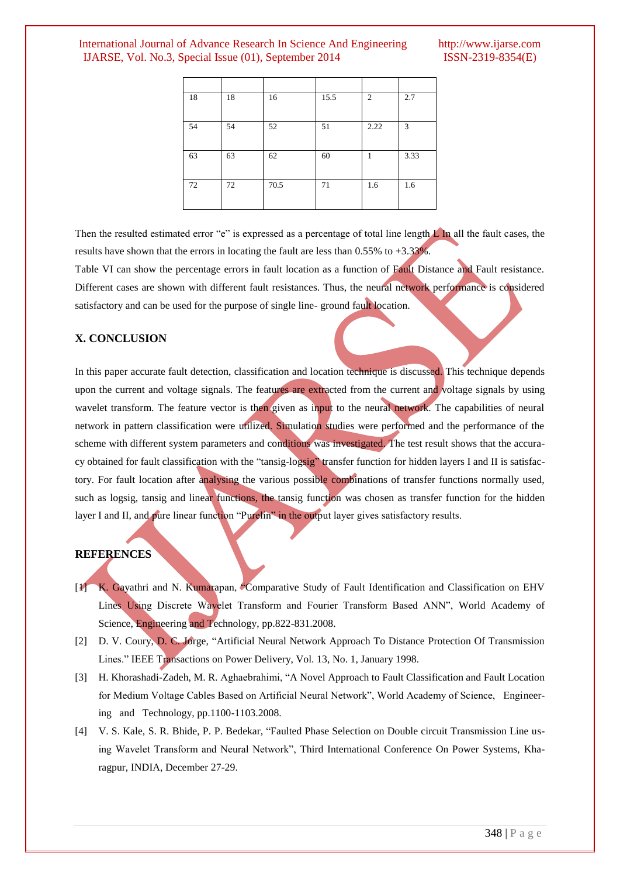| | | | | | |
|---|---|---|---|---|---|
| 18 | 18 | 16 | 15.5 | 2 | 2.7 |
| 54 | 54 | 52 | 51 | 2.22 | 3 |
| 63 | 63 | 62 | 60 | 1 | 3.33 |
| 72 | 72 | 70.5 | 71 | 1.6 | 1.6 |

Then the resulted estimated error "e" is expressed as a percentage of total line length L In all the fault cases, the results have shown that the errors in locating the fault are less than 0.55% to +3.33%.

Table VI can show the percentage errors in fault location as a function of Fault Distance and Fault resistance. Different cases are shown with different fault resistances. Thus, the neural network performance is considered satisfactory and can be used for the purpose of single line- ground fault location.

## X. CONCLUSION

In this paper accurate fault detection, classification and location technique is discussed. This technique depends upon the current and voltage signals. The features are extracted from the current and voltage signals by using wavelet transform. The feature vector is then given as input to the neural network. The capabilities of neural network in pattern classification were utilized. Simulation studies were performed and the performance of the scheme with different system parameters and conditions was investigated. The test result shows that the accuracy obtained for fault classification with the "tansig-logsig" transfer function for hidden layers I and II is satisfactory. For fault location after analysing the various possible combinations of transfer functions normally used, such as logsig, tansig and linear functions, the tansig function was chosen as transfer function for the hidden layer I and II, and pure linear function "Purelin" in the output layer gives satisfactory results.

## REFERENCES

[1] K. Gayathri and N. Kumarapan, "Comparative Study of Fault Identification and Classification on EHV Lines Using Discrete Wavelet Transform and Fourier Transform Based ANN", World Academy of Science, Engineering and Technology, pp.822-831.2008.

[2] D. V. Coury, D. C. Jorge, "Artificial Neural Network Approach To Distance Protection Of Transmission Lines." IEEE Transactions on Power Delivery, Vol. 13, No. 1, January 1998.

[3] H. Khorashadi-Zadeh, M. R. Aghaebrahimi, "A Novel Approach to Fault Classification and Fault Location for Medium Voltage Cables Based on Artificial Neural Network", World Academy of Science, Engineering and Technology, pp.1100-1103.2008.

[4] V. S. Kale, S. R. Bhide, P. P. Bedekar, "Faulted Phase Selection on Double circuit Transmission Line using Wavelet Transform and Neural Network", Third International Conference On Power Systems, Kharagpur, INDIA, December 27-29.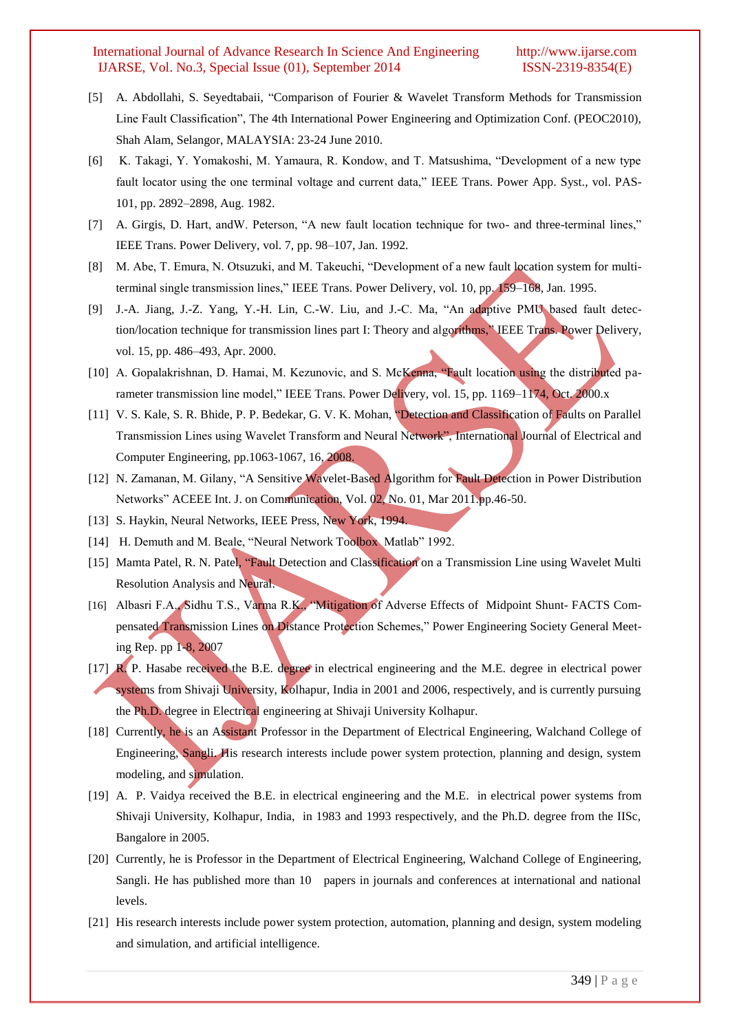[5] A. Abdollahi, S. Seyedtabaii, "Comparison of Fourier & Wavelet Transform Methods for Transmission Line Fault Classification", The 4th International Power Engineering and Optimization Conf. (PEOC2010), Shah Alam, Selangor, MALAYSIA: 23-24 June 2010.

[6] K. Takagi, Y. Yomakoshi, M. Yamaura, R. Kondow, and T. Matsushima, "Development of a new type fault locator using the one terminal voltage and current data," IEEE Trans. Power App. Syst., vol. PAS-101, pp. 2892–2898, Aug. 1982.

[7] A. Girgis, D. Hart, andW. Peterson, "A new fault location technique for two- and three-terminal lines," IEEE Trans. Power Delivery, vol. 7, pp. 98–107, Jan. 1992.

[8] M. Abe, T. Emura, N. Otsuzuki, and M. Takeuchi, "Development of a new fault location system for multi-terminal single transmission lines," IEEE Trans. Power Delivery, vol. 10, pp. 159–168, Jan. 1995.

[9] J.-A. Jiang, J.-Z. Yang, Y.-H. Lin, C.-W. Liu, and J.-C. Ma, "An adaptive PMU based fault detection/location technique for transmission lines part I: Theory and algorithms," IEEE Trans. Power Delivery, vol. 15, pp. 486–493, Apr. 2000.

[10] A. Gopalakrishnan, D. Hamai, M. Kezunovic, and S. McKenna, "Fault location using the distributed parameter transmission line model," IEEE Trans. Power Delivery, vol. 15, pp. 1169–1174, Oct. 2000.x

[11] V. S. Kale, S. R. Bhide, P. P. Bedekar, G. V. K. Mohan, "Detection and Classification of Faults on Parallel Transmission Lines using Wavelet Transform and Neural Network", International Journal of Electrical and Computer Engineering, pp.1063-1067, 16, 2008.

[12] N. Zamanan, M. Gilany, "A Sensitive Wavelet-Based Algorithm for Fault Detection in Power Distribution Networks" ACEEE Int. J. on Communication, Vol. 02, No. 01, Mar 2011.pp.46-50.

[13] S. Haykin, Neural Networks, IEEE Press, New York, 1994.

[14] H. Demuth and M. Beale, "Neural Network Toolbox Matlab" 1992.

[15] Mamta Patel, R. N. Patel, "Fault Detection and Classification on a Transmission Line using Wavelet Multi Resolution Analysis and Neural.

[16] Albasri F.A., Sidhu T.S., Varma R.K., "Mitigation of Adverse Effects of Midpoint Shunt- FACTS Compensated Transmission Lines on Distance Protection Schemes," Power Engineering Society General Meeting Rep. pp 1-8, 2007

[17] R. P. Hasabe received the B.E. degree in electrical engineering and the M.E. degree in electrical power systems from Shivaji University, Kolhapur, India in 2001 and 2006, respectively, and is currently pursuing the Ph.D. degree in Electrical engineering at Shivaji University Kolhapur.

[18] Currently, he is an Assistant Professor in the Department of Electrical Engineering, Walchand College of Engineering, Sangli. His research interests include power system protection, planning and design, system modeling, and simulation.

[19] A. P. Vaidya received the B.E. in electrical engineering and the M.E. in electrical power systems from Shivaji University, Kolhapur, India, in 1983 and 1993 respectively, and the Ph.D. degree from the IISc, Bangalore in 2005.

[20] Currently, he is Professor in the Department of Electrical Engineering, Walchand College of Engineering, Sangli. He has published more than 10 papers in journals and conferences at international and national levels.

[21] His research interests include power system protection, automation, planning and design, system modeling and simulation, and artificial intelligence.